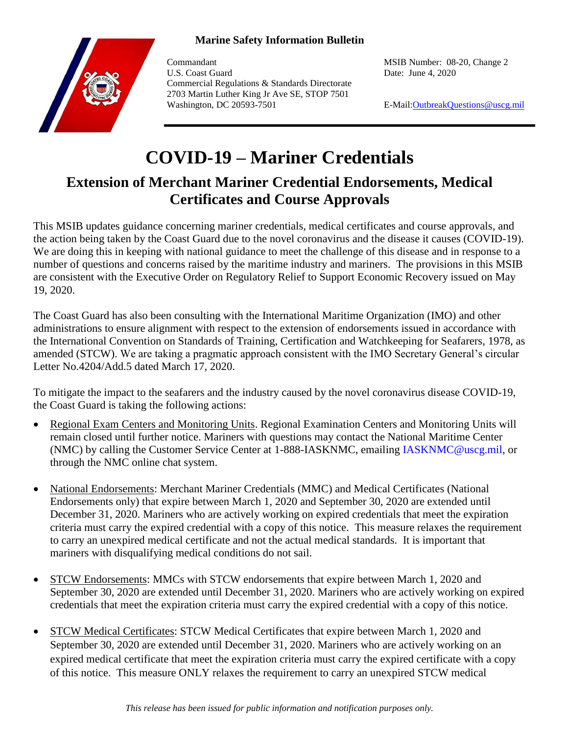**Marine Safety Information Bulletin**

Commandant
U.S. Coast Guard
Commercial Regulations & Standards Directorate
2703 Martin Luther King Jr Ave SE, STOP 7501
Washington, DC 20593-7501

MSIB Number: 08-20, Change 2
Date: June 4, 2020

E-Mail: OutbreakQuestions@uscg.mil

# COVID-19 – Mariner Credentials

## Extension of Merchant Mariner Credential Endorsements, Medical Certificates and Course Approvals

This MSIB updates guidance concerning mariner credentials, medical certificates and course approvals, and the action being taken by the Coast Guard due to the novel coronavirus and the disease it causes (COVID-19). We are doing this in keeping with national guidance to meet the challenge of this disease and in response to a number of questions and concerns raised by the maritime industry and mariners. The provisions in this MSIB are consistent with the Executive Order on Regulatory Relief to Support Economic Recovery issued on May 19, 2020.

The Coast Guard has also been consulting with the International Maritime Organization (IMO) and other administrations to ensure alignment with respect to the extension of endorsements issued in accordance with the International Convention on Standards of Training, Certification and Watchkeeping for Seafarers, 1978, as amended (STCW). We are taking a pragmatic approach consistent with the IMO Secretary General's circular Letter No.4204/Add.5 dated March 17, 2020.

To mitigate the impact to the seafarers and the industry caused by the novel coronavirus disease COVID-19, the Coast Guard is taking the following actions:

- Regional Exam Centers and Monitoring Units. Regional Examination Centers and Monitoring Units will remain closed until further notice. Mariners with questions may contact the National Maritime Center (NMC) by calling the Customer Service Center at 1-888-IASKNMC, emailing IASKNMC@uscg.mil, or through the NMC online chat system.

- National Endorsements: Merchant Mariner Credentials (MMC) and Medical Certificates (National Endorsements only) that expire between March 1, 2020 and September 30, 2020 are extended until December 31, 2020. Mariners who are actively working on expired credentials that meet the expiration criteria must carry the expired credential with a copy of this notice. This measure relaxes the requirement to carry an unexpired medical certificate and not the actual medical standards. It is important that mariners with disqualifying medical conditions do not sail.

- STCW Endorsements: MMCs with STCW endorsements that expire between March 1, 2020 and September 30, 2020 are extended until December 31, 2020. Mariners who are actively working on expired credentials that meet the expiration criteria must carry the expired credential with a copy of this notice.

- STCW Medical Certificates: STCW Medical Certificates that expire between March 1, 2020 and September 30, 2020 are extended until December 31, 2020. Mariners who are actively working on an expired medical certificate that meet the expiration criteria must carry the expired certificate with a copy of this notice. This measure ONLY relaxes the requirement to carry an unexpired STCW medical

*This release has been issued for public information and notification purposes only.*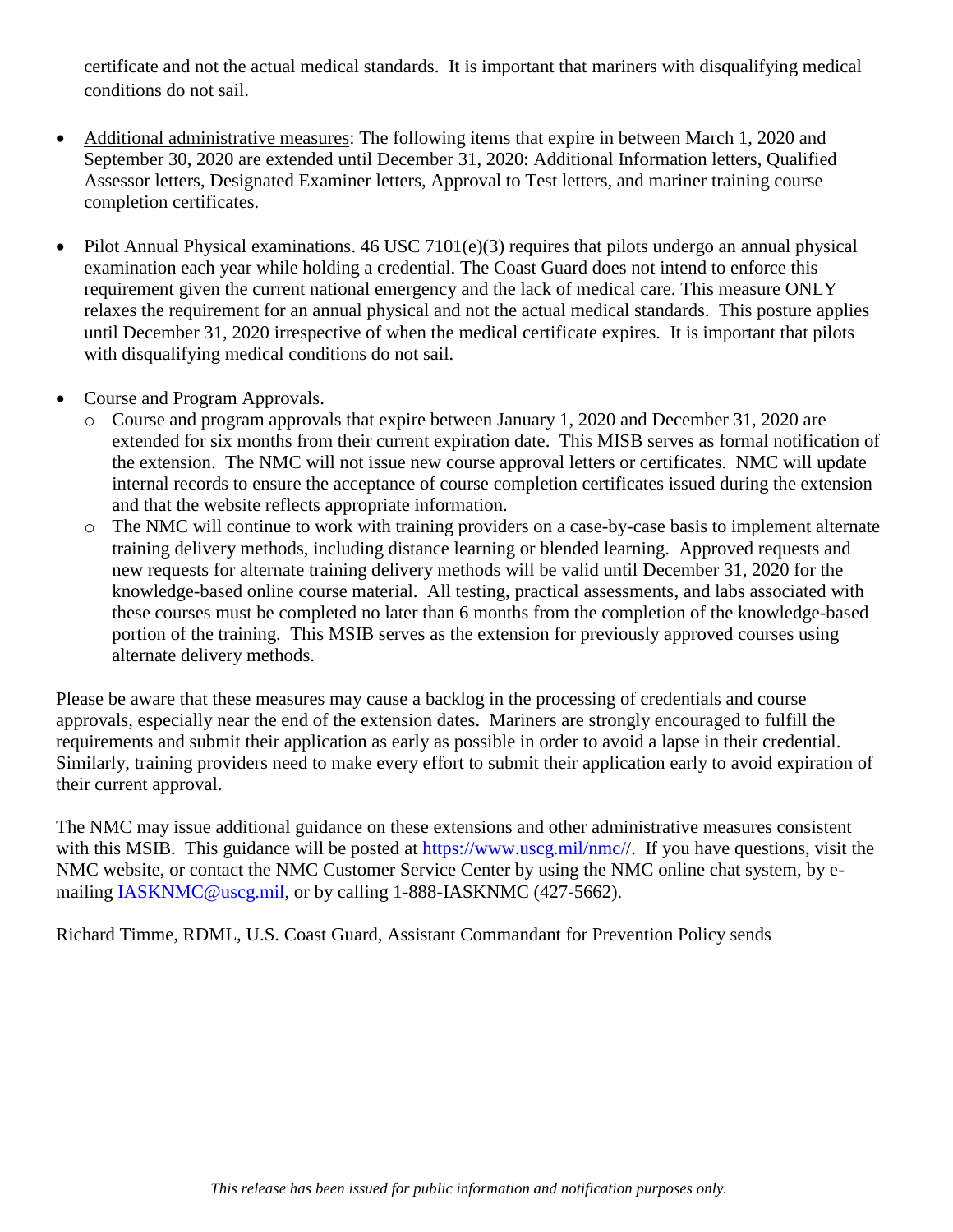certificate and not the actual medical standards. It is important that mariners with disqualifying medical conditions do not sail.

- Additional administrative measures: The following items that expire in between March 1, 2020 and September 30, 2020 are extended until December 31, 2020: Additional Information letters, Qualified Assessor letters, Designated Examiner letters, Approval to Test letters, and mariner training course completion certificates.

- Pilot Annual Physical examinations. 46 USC 7101(e)(3) requires that pilots undergo an annual physical examination each year while holding a credential. The Coast Guard does not intend to enforce this requirement given the current national emergency and the lack of medical care. This measure ONLY relaxes the requirement for an annual physical and not the actual medical standards. This posture applies until December 31, 2020 irrespective of when the medical certificate expires. It is important that pilots with disqualifying medical conditions do not sail.

- Course and Program Approvals.
  - Course and program approvals that expire between January 1, 2020 and December 31, 2020 are extended for six months from their current expiration date. This MISB serves as formal notification of the extension. The NMC will not issue new course approval letters or certificates. NMC will update internal records to ensure the acceptance of course completion certificates issued during the extension and that the website reflects appropriate information.
  - The NMC will continue to work with training providers on a case-by-case basis to implement alternate training delivery methods, including distance learning or blended learning. Approved requests and new requests for alternate training delivery methods will be valid until December 31, 2020 for the knowledge-based online course material. All testing, practical assessments, and labs associated with these courses must be completed no later than 6 months from the completion of the knowledge-based portion of the training. This MSIB serves as the extension for previously approved courses using alternate delivery methods.

Please be aware that these measures may cause a backlog in the processing of credentials and course approvals, especially near the end of the extension dates. Mariners are strongly encouraged to fulfill the requirements and submit their application as early as possible in order to avoid a lapse in their credential. Similarly, training providers need to make every effort to submit their application early to avoid expiration of their current approval.

The NMC may issue additional guidance on these extensions and other administrative measures consistent with this MSIB. This guidance will be posted at https://www.uscg.mil/nmc//. If you have questions, visit the NMC website, or contact the NMC Customer Service Center by using the NMC online chat system, by e-mailing IASKNMC@uscg.mil, or by calling 1-888-IASKNMC (427-5662).

Richard Timme, RDML, U.S. Coast Guard, Assistant Commandant for Prevention Policy sends

*This release has been issued for public information and notification purposes only.*